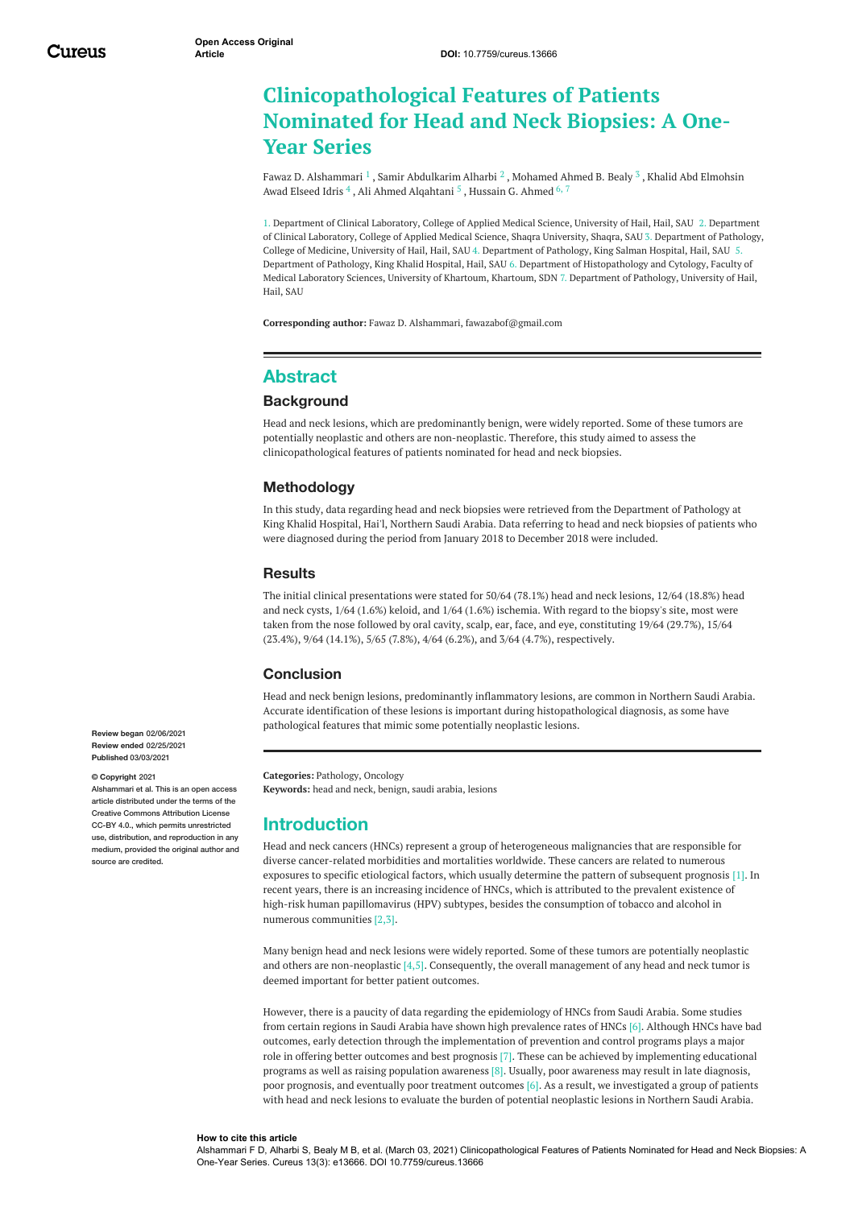Open Access Original Article

DOI: 10.7759/cureus.13666

# Clinicopathological Features of Patients Nominated for Head and Neck Biopsies: A One-Year Series

Fawaz D. Alshammari [1] , Samir Abdulkarim Alharbi [2] , Mohamed Ahmed B. Bealy [3] , Khalid Abd Elmohsin Awad Elseed Idris [4] , Ali Ahmed Alqahtani [5] , Hussain G. Ahmed [6, 7]

1. Department of Clinical Laboratory, College of Applied Medical Science, University of Hail, Hail, SAU 2. Department of Clinical Laboratory, College of Applied Medical Science, Shaqra University, Shaqra, SAU 3. Department of Pathology, College of Medicine, University of Hail, Hail, SAU 4. Department of Pathology, King Salman Hospital, Hail, SAU 5. Department of Pathology, King Khalid Hospital, Hail, SAU 6. Department of Histopathology and Cytology, Faculty of Medical Laboratory Sciences, University of Khartoum, Khartoum, SDN 7. Department of Pathology, University of Hail, Hail, SAU

**Corresponding author:** Fawaz D. Alshammari, fawazabof@gmail.com

## Abstract

### Background

Head and neck lesions, which are predominantly benign, were widely reported. Some of these tumors are potentially neoplastic and others are non-neoplastic. Therefore, this study aimed to assess the clinicopathological features of patients nominated for head and neck biopsies.

### Methodology

In this study, data regarding head and neck biopsies were retrieved from the Department of Pathology at King Khalid Hospital, Hai'l, Northern Saudi Arabia. Data referring to head and neck biopsies of patients who were diagnosed during the period from January 2018 to December 2018 were included.

### Results

The initial clinical presentations were stated for 50/64 (78.1%) head and neck lesions, 12/64 (18.8%) head and neck cysts, 1/64 (1.6%) keloid, and 1/64 (1.6%) ischemia. With regard to the biopsy's site, most were taken from the nose followed by oral cavity, scalp, ear, face, and eye, constituting 19/64 (29.7%), 15/64 (23.4%), 9/64 (14.1%), 5/65 (7.8%), 4/64 (6.2%), and 3/64 (4.7%), respectively.

### Conclusion

Head and neck benign lesions, predominantly inflammatory lesions, are common in Northern Saudi Arabia. Accurate identification of these lesions is important during histopathological diagnosis, as some have pathological features that mimic some potentially neoplastic lesions.

**Review began** 02/06/2021
**Review ended** 02/25/2021
**Published** 03/03/2021

**© Copyright** 2021
Alshammari et al. This is an open access article distributed under the terms of the Creative Commons Attribution License CC-BY 4.0., which permits unrestricted use, distribution, and reproduction in any medium, provided the original author and source are credited.

**Categories:** Pathology, Oncology
**Keywords:** head and neck, benign, saudi arabia, lesions

## Introduction

Head and neck cancers (HNCs) represent a group of heterogeneous malignancies that are responsible for diverse cancer-related morbidities and mortalities worldwide. These cancers are related to numerous exposures to specific etiological factors, which usually determine the pattern of subsequent prognosis [1]. In recent years, there is an increasing incidence of HNCs, which is attributed to the prevalent existence of high-risk human papillomavirus (HPV) subtypes, besides the consumption of tobacco and alcohol in numerous communities [2,3].

Many benign head and neck lesions were widely reported. Some of these tumors are potentially neoplastic and others are non-neoplastic [4,5]. Consequently, the overall management of any head and neck tumor is deemed important for better patient outcomes.

However, there is a paucity of data regarding the epidemiology of HNCs from Saudi Arabia. Some studies from certain regions in Saudi Arabia have shown high prevalence rates of HNCs [6]. Although HNCs have bad outcomes, early detection through the implementation of prevention and control programs plays a major role in offering better outcomes and best prognosis [7]. These can be achieved by implementing educational programs as well as raising population awareness [8]. Usually, poor awareness may result in late diagnosis, poor prognosis, and eventually poor treatment outcomes [6]. As a result, we investigated a group of patients with head and neck lesions to evaluate the burden of potential neoplastic lesions in Northern Saudi Arabia.

**How to cite this article**
Alshammari F D, Alharbi S, Bealy M B, et al. (March 03, 2021) Clinicopathological Features of Patients Nominated for Head and Neck Biopsies: A One-Year Series. Cureus 13(3): e13666. DOI 10.7759/cureus.13666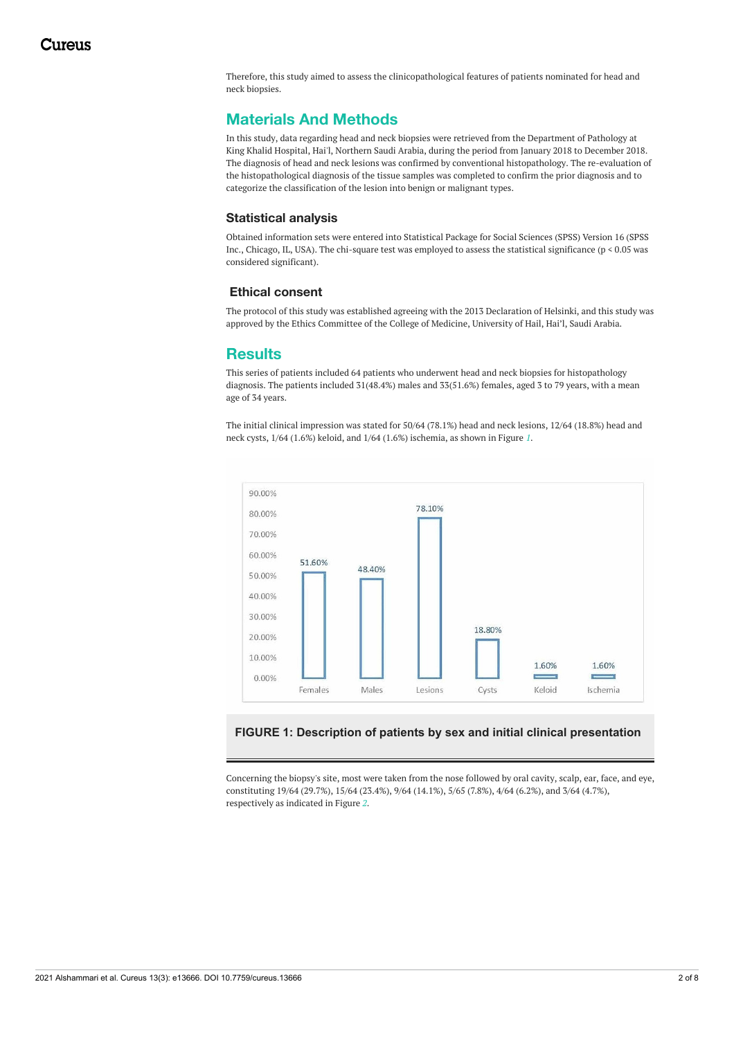Therefore, this study aimed to assess the clinicopathological features of patients nominated for head and neck biopsies.

## Materials And Methods

In this study, data regarding head and neck biopsies were retrieved from the Department of Pathology at King Khalid Hospital, Hai'l, Northern Saudi Arabia, during the period from January 2018 to December 2018. The diagnosis of head and neck lesions was confirmed by conventional histopathology. The re-evaluation of the histopathological diagnosis of the tissue samples was completed to confirm the prior diagnosis and to categorize the classification of the lesion into benign or malignant types.

### Statistical analysis

Obtained information sets were entered into Statistical Package for Social Sciences (SPSS) Version 16 (SPSS Inc., Chicago, IL, USA). The chi-square test was employed to assess the statistical significance ($p < 0.05$ was considered significant).

### Ethical consent

The protocol of this study was established agreeing with the 2013 Declaration of Helsinki, and this study was approved by the Ethics Committee of the College of Medicine, University of Hail, Hai'l, Saudi Arabia.

## Results

This series of patients included 64 patients who underwent head and neck biopsies for histopathology diagnosis. The patients included 31(48.4%) males and 33(51.6%) females, aged 3 to 79 years, with a mean age of 34 years.

The initial clinical impression was stated for 50/64 (78.1%) head and neck lesions, 12/64 (18.8%) head and neck cysts, 1/64 (1.6%) keloid, and 1/64 (1.6%) ischemia, as shown in Figure 1.

| Category | Percentage |
|---|---|
| Females | 51.60% |
| Males | 48.40% |
| Lesions | 78.10% |
| Cysts | 18.80% |
| Keloid | 1.60% |
| Ischemia | 1.60% |

**FIGURE 1: Description of patients by sex and initial clinical presentation**

Concerning the biopsy's site, most were taken from the nose followed by oral cavity, scalp, ear, face, and eye, constituting 19/64 (29.7%), 15/64 (23.4%), 9/64 (14.1%), 5/65 (7.8%), 4/64 (6.2%), and 3/64 (4.7%), respectively as indicated in Figure 2.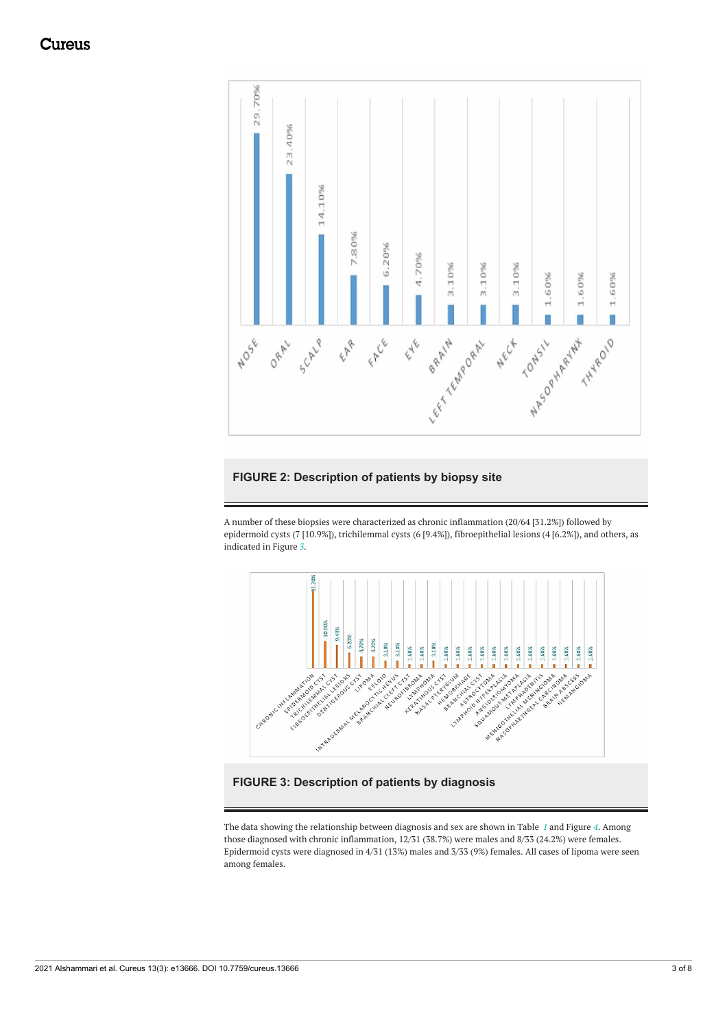**FIGURE 2: Description of patients by biopsy site**

A number of these biopsies were characterized as chronic inflammation (20/64 [31.2%]) followed by epidermoid cysts (7 [10.9%]), trichilemmal cysts (6 [9.4%]), fibroepithelial lesions (4 [6.2%]), and others, as indicated in Figure 3.

**FIGURE 3: Description of patients by diagnosis**

The data showing the relationship between diagnosis and sex are shown in Table 1 and Figure 4. Among those diagnosed with chronic inflammation, 12/31 (38.7%) were males and 8/33 (24.2%) were females. Epidermoid cysts were diagnosed in 4/31 (13%) males and 3/33 (9%) females. All cases of lipoma were seen among females.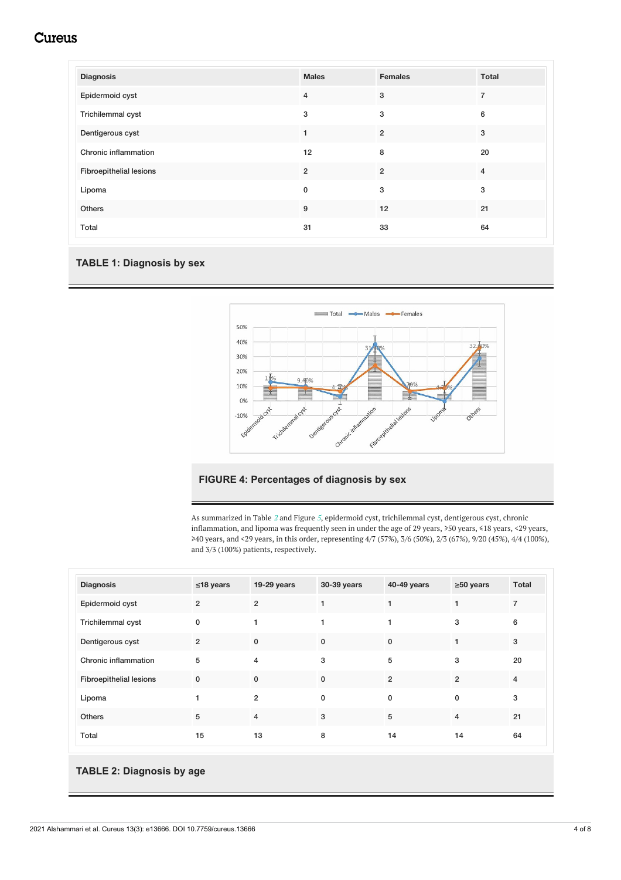| Diagnosis | Males | Females | Total |
|---|---|---|---|
| Epidermoid cyst | 4 | 3 | 7 |
| Trichilemmal cyst | 3 | 3 | 6 |
| Dentigerous cyst | 1 | 2 | 3 |
| Chronic inflammation | 12 | 8 | 20 |
| Fibroepithelial lesions | 2 | 2 | 4 |
| Lipoma | 0 | 3 | 3 |
| Others | 9 | 12 | 21 |
| Total | 31 | 33 | 64 |

**TABLE 1: Diagnosis by sex**

**FIGURE 4: Percentages of diagnosis by sex**

As summarized in Table *2* and Figure *5*, epidermoid cyst, trichilemmal cyst, dentigerous cyst, chronic inflammation, and lipoma was frequently seen in under the age of 29 years, ≥50 years, ≤18 years, <29 years, ≥40 years, and <29 years, in this order, representing 4/7 (57%), 3/6 (50%), 2/3 (67%), 9/20 (45%), 4/4 (100%), and 3/3 (100%) patients, respectively.

| Diagnosis | ≤18 years | 19-29 years | 30-39 years | 40-49 years | ≥50 years | Total |
|---|---|---|---|---|---|---|
| Epidermoid cyst | 2 | 2 | 1 | 1 | 1 | 7 |
| Trichilemmal cyst | 0 | 1 | 1 | 1 | 3 | 6 |
| Dentigerous cyst | 2 | 0 | 0 | 0 | 1 | 3 |
| Chronic inflammation | 5 | 4 | 3 | 5 | 3 | 20 |
| Fibroepithelial lesions | 0 | 0 | 0 | 2 | 2 | 4 |
| Lipoma | 1 | 2 | 0 | 0 | 0 | 3 |
| Others | 5 | 4 | 3 | 5 | 4 | 21 |
| Total | 15 | 13 | 8 | 14 | 14 | 64 |

**TABLE 2: Diagnosis by age**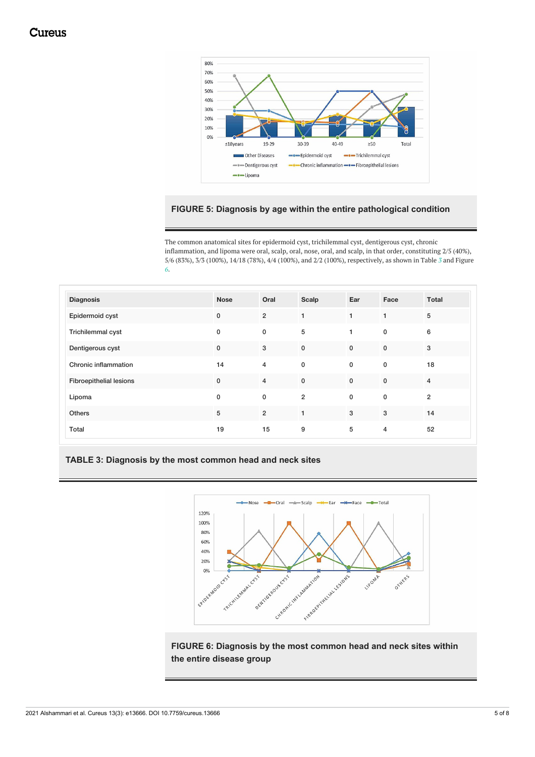FIGURE 5: Diagnosis by age within the entire pathological condition

The common anatomical sites for epidermoid cyst, trichilemmal cyst, dentigerous cyst, chronic inflammation, and lipoma were oral, scalp, oral, nose, oral, and scalp, in that order, constituting 2/5 (40%), 5/6 (83%), 3/3 (100%), 14/18 (78%), 4/4 (100%), and 2/2 (100%), respectively, as shown in Table 3 and Figure 6.

| Diagnosis | Nose | Oral | Scalp | Ear | Face | Total |
|---|---|---|---|---|---|---|
| Epidermoid cyst | 0 | 2 | 1 | 1 | 1 | 5 |
| Trichilemmal cyst | 0 | 0 | 5 | 1 | 0 | 6 |
| Dentigerous cyst | 0 | 3 | 0 | 0 | 0 | 3 |
| Chronic inflammation | 14 | 4 | 0 | 0 | 0 | 18 |
| Fibroepithelial lesions | 0 | 4 | 0 | 0 | 0 | 4 |
| Lipoma | 0 | 0 | 2 | 0 | 0 | 2 |
| Others | 5 | 2 | 1 | 3 | 3 | 14 |
| Total | 19 | 15 | 9 | 5 | 4 | 52 |

TABLE 3: Diagnosis by the most common head and neck sites

FIGURE 6: Diagnosis by the most common head and neck sites within the entire disease group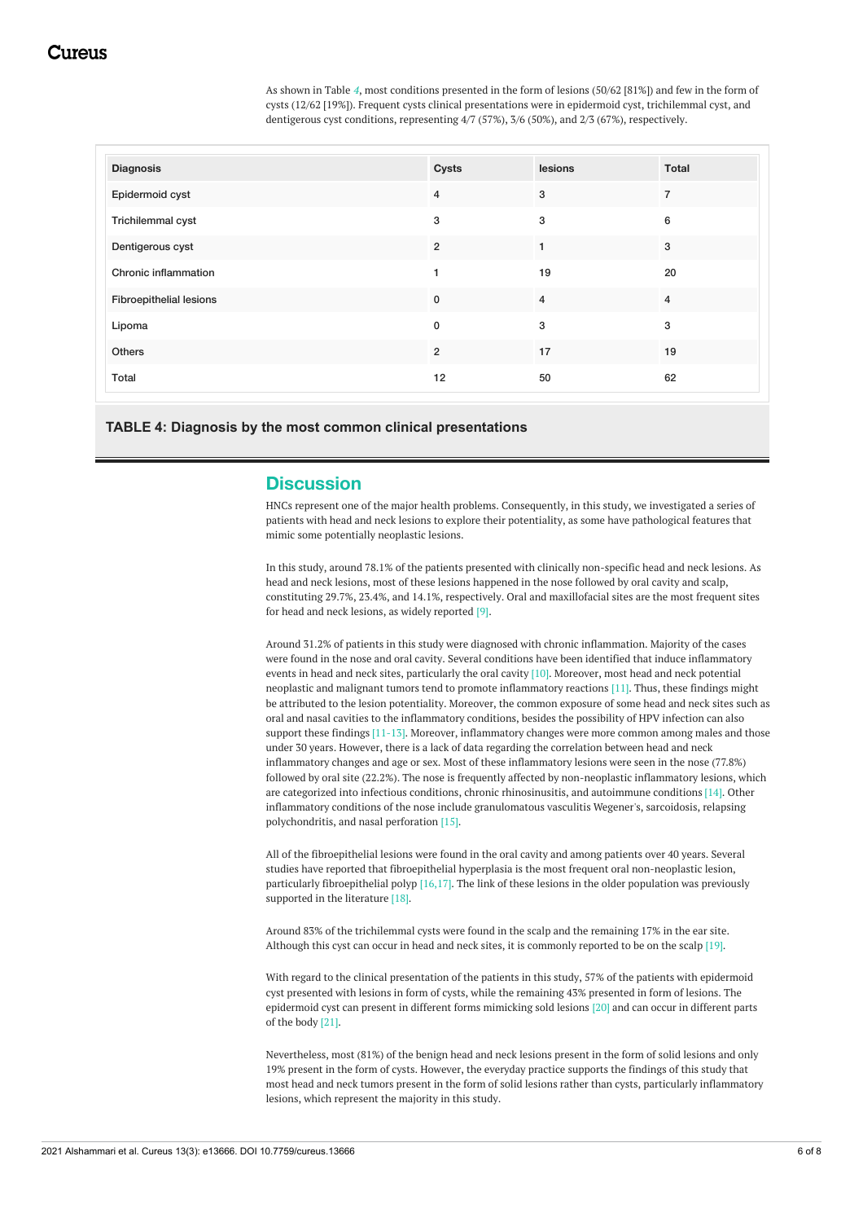As shown in Table 4, most conditions presented in the form of lesions (50/62 [81%]) and few in the form of cysts (12/62 [19%]). Frequent cysts clinical presentations were in epidermoid cyst, trichilemmal cyst, and dentigerous cyst conditions, representing 4/7 (57%), 3/6 (50%), and 2/3 (67%), respectively.

| Diagnosis | Cysts | lesions | Total |
|---|---|---|---|
| Epidermoid cyst | 4 | 3 | 7 |
| Trichilemmal cyst | 3 | 3 | 6 |
| Dentigerous cyst | 2 | 1 | 3 |
| Chronic inflammation | 1 | 19 | 20 |
| Fibroepithelial lesions | 0 | 4 | 4 |
| Lipoma | 0 | 3 | 3 |
| Others | 2 | 17 | 19 |
| Total | 12 | 50 | 62 |

**TABLE 4: Diagnosis by the most common clinical presentations**

## Discussion

HNCs represent one of the major health problems. Consequently, in this study, we investigated a series of patients with head and neck lesions to explore their potentiality, as some have pathological features that mimic some potentially neoplastic lesions.

In this study, around 78.1% of the patients presented with clinically non-specific head and neck lesions. As head and neck lesions, most of these lesions happened in the nose followed by oral cavity and scalp, constituting 29.7%, 23.4%, and 14.1%, respectively. Oral and maxillofacial sites are the most frequent sites for head and neck lesions, as widely reported [9].

Around 31.2% of patients in this study were diagnosed with chronic inflammation. Majority of the cases were found in the nose and oral cavity. Several conditions have been identified that induce inflammatory events in head and neck sites, particularly the oral cavity [10]. Moreover, most head and neck potential neoplastic and malignant tumors tend to promote inflammatory reactions [11]. Thus, these findings might be attributed to the lesion potentiality. Moreover, the common exposure of some head and neck sites such as oral and nasal cavities to the inflammatory conditions, besides the possibility of HPV infection can also support these findings [11-13]. Moreover, inflammatory changes were more common among males and those under 30 years. However, there is a lack of data regarding the correlation between head and neck inflammatory changes and age or sex. Most of these inflammatory lesions were seen in the nose (77.8%) followed by oral site (22.2%). The nose is frequently affected by non-neoplastic inflammatory lesions, which are categorized into infectious conditions, chronic rhinosinusitis, and autoimmune conditions [14]. Other inflammatory conditions of the nose include granulomatous vasculitis Wegener's, sarcoidosis, relapsing polychondritis, and nasal perforation [15].

All of the fibroepithelial lesions were found in the oral cavity and among patients over 40 years. Several studies have reported that fibroepithelial hyperplasia is the most frequent oral non-neoplastic lesion, particularly fibroepithelial polyp [16,17]. The link of these lesions in the older population was previously supported in the literature [18].

Around 83% of the trichilemmal cysts were found in the scalp and the remaining 17% in the ear site. Although this cyst can occur in head and neck sites, it is commonly reported to be on the scalp [19].

With regard to the clinical presentation of the patients in this study, 57% of the patients with epidermoid cyst presented with lesions in form of cysts, while the remaining 43% presented in form of lesions. The epidermoid cyst can present in different forms mimicking sold lesions [20] and can occur in different parts of the body [21].

Nevertheless, most (81%) of the benign head and neck lesions present in the form of solid lesions and only 19% present in the form of cysts. However, the everyday practice supports the findings of this study that most head and neck tumors present in the form of solid lesions rather than cysts, particularly inflammatory lesions, which represent the majority in this study.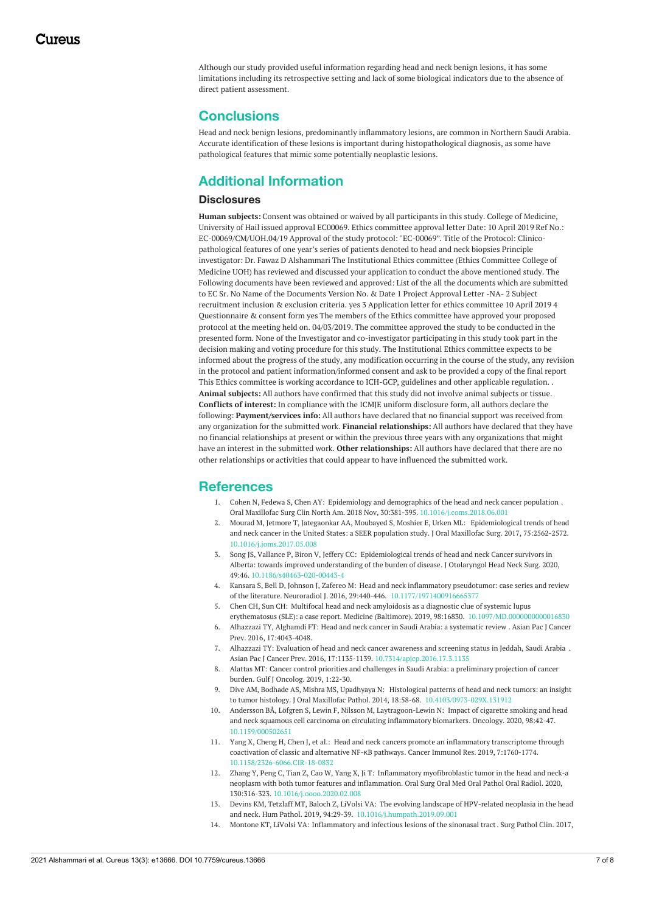Although our study provided useful information regarding head and neck benign lesions, it has some limitations including its retrospective setting and lack of some biological indicators due to the absence of direct patient assessment.

## Conclusions

Head and neck benign lesions, predominantly inflammatory lesions, are common in Northern Saudi Arabia. Accurate identification of these lesions is important during histopathological diagnosis, as some have pathological features that mimic some potentially neoplastic lesions.

## Additional Information

### Disclosures

**Human subjects:** Consent was obtained or waived by all participants in this study. College of Medicine, University of Hail issued approval EC00069. Ethics committee approval letter Date: 10 April 2019 Ref No.: EC-00069/CM/UOH.04/19 Approval of the study protocol: "EC-00069". Title of the Protocol: Clinico-pathological features of one year's series of patients denoted to head and neck biopsies Principle investigator: Dr. Fawaz D Alshammari The Institutional Ethics committee (Ethics Committee College of Medicine UOH) has reviewed and discussed your application to conduct the above mentioned study. The Following documents have been reviewed and approved: List of the all the documents which are submitted to EC Sr. No Name of the Documents Version No. & Date 1 Project Approval Letter -NA- 2 Subject recruitment inclusion & exclusion criteria. yes 3 Application letter for ethics committee 10 April 2019 4 Questionnaire & consent form yes The members of the Ethics committee have approved your proposed protocol at the meeting held on. 04/03/2019. The committee approved the study to be conducted in the presented form. None of the Investigator and co-investigator participating in this study took part in the decision making and voting procedure for this study. The Institutional Ethics committee expects to be informed about the progress of the study, any modification occurring in the course of the study, any revision in the protocol and patient information/informed consent and ask to be provided a copy of the final report This Ethics committee is working accordance to ICH-GCP, guidelines and other applicable regulation. . **Animal subjects:** All authors have confirmed that this study did not involve animal subjects or tissue. **Conflicts of interest:** In compliance with the ICMJE uniform disclosure form, all authors declare the following: **Payment/services info:** All authors have declared that no financial support was received from any organization for the submitted work. **Financial relationships:** All authors have declared that they have no financial relationships at present or within the previous three years with any organizations that might have an interest in the submitted work. **Other relationships:** All authors have declared that there are no other relationships or activities that could appear to have influenced the submitted work.

## References

1. Cohen N, Fedewa S, Chen AY: Epidemiology and demographics of the head and neck cancer population . Oral Maxillofac Surg Clin North Am. 2018 Nov, 30:381-395. 10.1016/j.coms.2018.06.001
2. Mourad M, Jetmore T, Jategaonkar AA, Moubayed S, Moshier E, Urken ML: Epidemiological trends of head and neck cancer in the United States: a SEER population study. J Oral Maxillofac Surg. 2017, 75:2562-2572. 10.1016/j.joms.2017.05.008
3. Song JS, Vallance P, Biron V, Jeffery CC: Epidemiological trends of head and neck Cancer survivors in Alberta: towards improved understanding of the burden of disease. J Otolaryngol Head Neck Surg. 2020, 49:46. 10.1186/s40463-020-00443-4
4. Kansara S, Bell D, Johnson J, Zafereo M: Head and neck inflammatory pseudotumor: case series and review of the literature. Neuroradiol J. 2016, 29:440-446. 10.1177/1971400916665377
5. Chen CH, Sun CH: Multifocal head and neck amyloidosis as a diagnostic clue of systemic lupus erythematosus (SLE): a case report. Medicine (Baltimore). 2019, 98:16830. 10.1097/MD.0000000000016830
6. Alhazzazi TY, Alghamdi FT: Head and neck cancer in Saudi Arabia: a systematic review . Asian Pac J Cancer Prev. 2016, 17:4043-4048.
7. Alhazzazi TY: Evaluation of head and neck cancer awareness and screening status in Jeddah, Saudi Arabia . Asian Pac J Cancer Prev. 2016, 17:1135-1139. 10.7314/apjcp.2016.17.3.1135
8. Alattas MT: Cancer control priorities and challenges in Saudi Arabia: a preliminary projection of cancer burden. Gulf J Oncolog. 2019, 1:22-30.
9. Dive AM, Bodhade AS, Mishra MS, Upadhyaya N: Histological patterns of head and neck tumors: an insight to tumor histology. J Oral Maxillofac Pathol. 2014, 18:58-68. 10.4103/0973-029X.131912
10. Andersson BÅ, Löfgren S, Lewin F, Nilsson M, Laytragoon-Lewin N: Impact of cigarette smoking and head and neck squamous cell carcinoma on circulating inflammatory biomarkers. Oncology. 2020, 98:42-47. 10.1159/000502651
11. Yang X, Cheng H, Chen J, et al.: Head and neck cancers promote an inflammatory transcriptome through coactivation of classic and alternative NF-κB pathways. Cancer Immunol Res. 2019, 7:1760-1774. 10.1158/2326-6066.CIR-18-0832
12. Zhang Y, Peng C, Tian Z, Cao W, Yang X, Ji T: Inflammatory myofibroblastic tumor in the head and neck-a neoplasm with both tumor features and inflammation. Oral Surg Oral Med Oral Pathol Oral Radiol. 2020, 130:316-323. 10.1016/j.oooo.2020.02.008
13. Devins KM, Tetzlaff MT, Baloch Z, LiVolsi VA: The evolving landscape of HPV-related neoplasia in the head and neck. Hum Pathol. 2019, 94:29-39. 10.1016/j.humpath.2019.09.001
14. Montone KT, LiVolsi VA: Inflammatory and infectious lesions of the sinonasal tract . Surg Pathol Clin. 2017,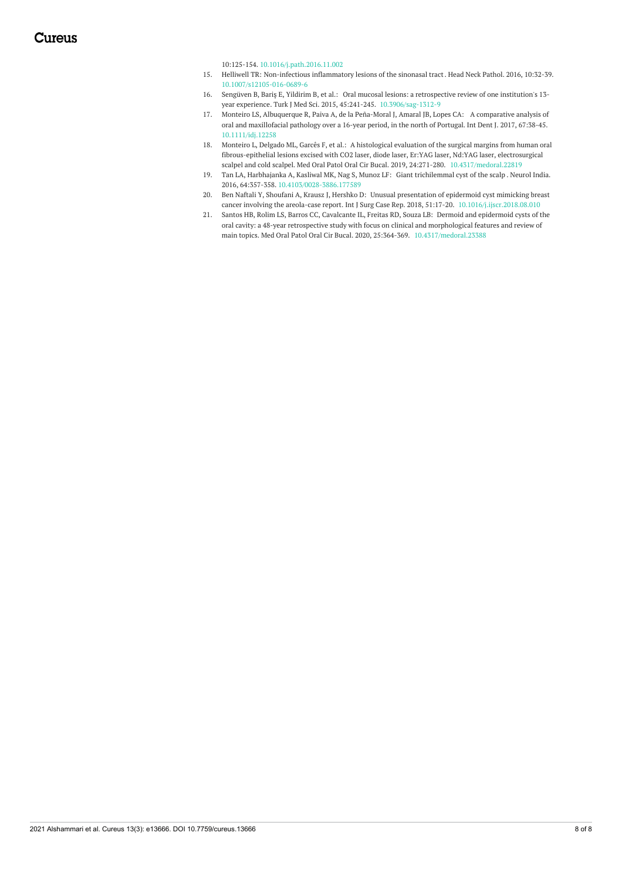10:125-154. 10.1016/j.path.2016.11.002

15. Helliwell TR: Non-infectious inflammatory lesions of the sinonasal tract . Head Neck Pathol. 2016, 10:32-39. 10.1007/s12105-016-0689-6
16. Sengüven B, Bariş E, Yildirim B, et al.: Oral mucosal lesions: a retrospective review of one institution's 13-year experience. Turk J Med Sci. 2015, 45:241-245. 10.3906/sag-1312-9
17. Monteiro LS, Albuquerque R, Paiva A, de la Peña-Moral J, Amaral JB, Lopes CA: A comparative analysis of oral and maxillofacial pathology over a 16-year period, in the north of Portugal. Int Dent J. 2017, 67:38-45. 10.1111/idj.12258
18. Monteiro L, Delgado ML, Garcês F, et al.: A histological evaluation of the surgical margins from human oral fibrous-epithelial lesions excised with CO2 laser, diode laser, Er:YAG laser, Nd:YAG laser, electrosurgical scalpel and cold scalpel. Med Oral Patol Oral Cir Bucal. 2019, 24:271-280. 10.4317/medoral.22819
19. Tan LA, Harbhajanka A, Kasliwal MK, Nag S, Munoz LF: Giant trichilemmal cyst of the scalp . Neurol India. 2016, 64:357-358. 10.4103/0028-3886.177589
20. Ben Naftali Y, Shoufani A, Krausz J, Hershko D: Unusual presentation of epidermoid cyst mimicking breast cancer involving the areola-case report. Int J Surg Case Rep. 2018, 51:17-20. 10.1016/j.ijscr.2018.08.010
21. Santos HB, Rolim LS, Barros CC, Cavalcante IL, Freitas RD, Souza LB: Dermoid and epidermoid cysts of the oral cavity: a 48-year retrospective study with focus on clinical and morphological features and review of main topics. Med Oral Patol Oral Cir Bucal. 2020, 25:364-369. 10.4317/medoral.23388